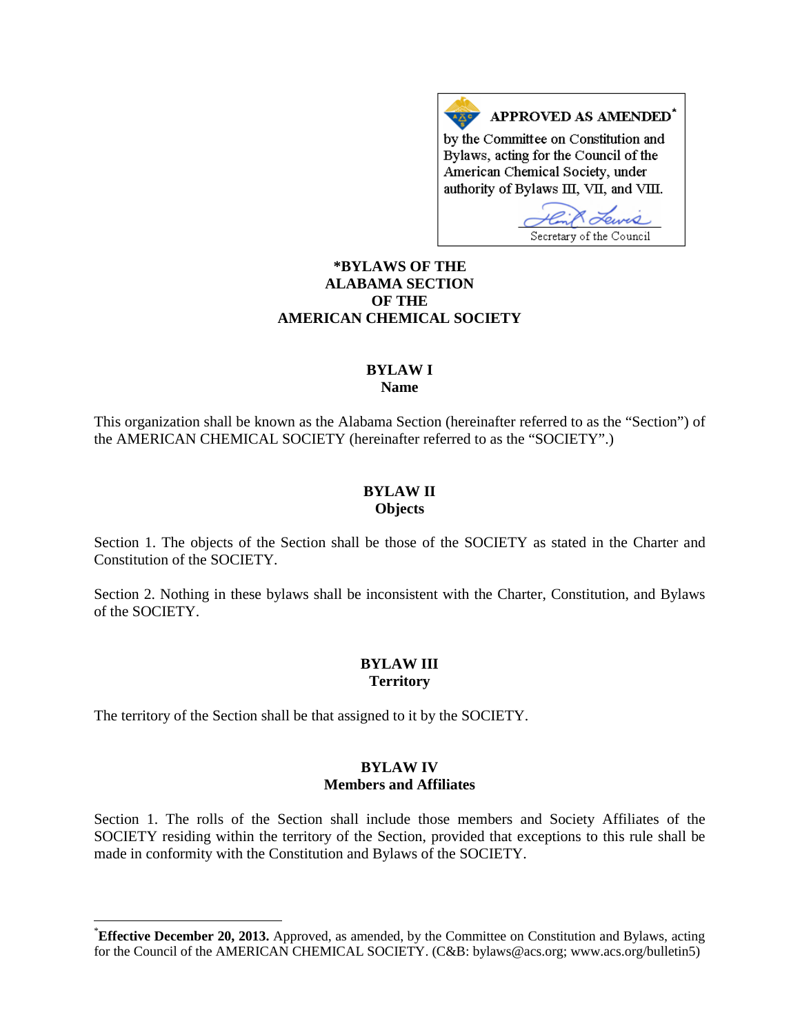**APPROVED AS AMENDED**[*]

by the Committee on Constitution and Bylaws, acting for the Council of the American Chemical Society, under authority of Bylaws III, VII, and VIII.

Secretary of the Council

# *BYLAWS OF THE ALABAMA SECTION OF THE AMERICAN CHEMICAL SOCIETY

## BYLAW I
### Name

This organization shall be known as the Alabama Section (hereinafter referred to as the "Section") of the AMERICAN CHEMICAL SOCIETY (hereinafter referred to as the "SOCIETY".)

## BYLAW II
### Objects

Section 1. The objects of the Section shall be those of the SOCIETY as stated in the Charter and Constitution of the SOCIETY.

Section 2. Nothing in these bylaws shall be inconsistent with the Charter, Constitution, and Bylaws of the SOCIETY.

## BYLAW III
### Territory

The territory of the Section shall be that assigned to it by the SOCIETY.

## BYLAW IV
### Members and Affiliates

Section 1. The rolls of the Section shall include those members and Society Affiliates of the SOCIETY residing within the territory of the Section, provided that exceptions to this rule shall be made in conformity with the Constitution and Bylaws of the SOCIETY.

---

[*] **Effective December 20, 2013.** Approved, as amended, by the Committee on Constitution and Bylaws, acting for the Council of the AMERICAN CHEMICAL SOCIETY. (C&B: bylaws@acs.org; www.acs.org/bulletin5)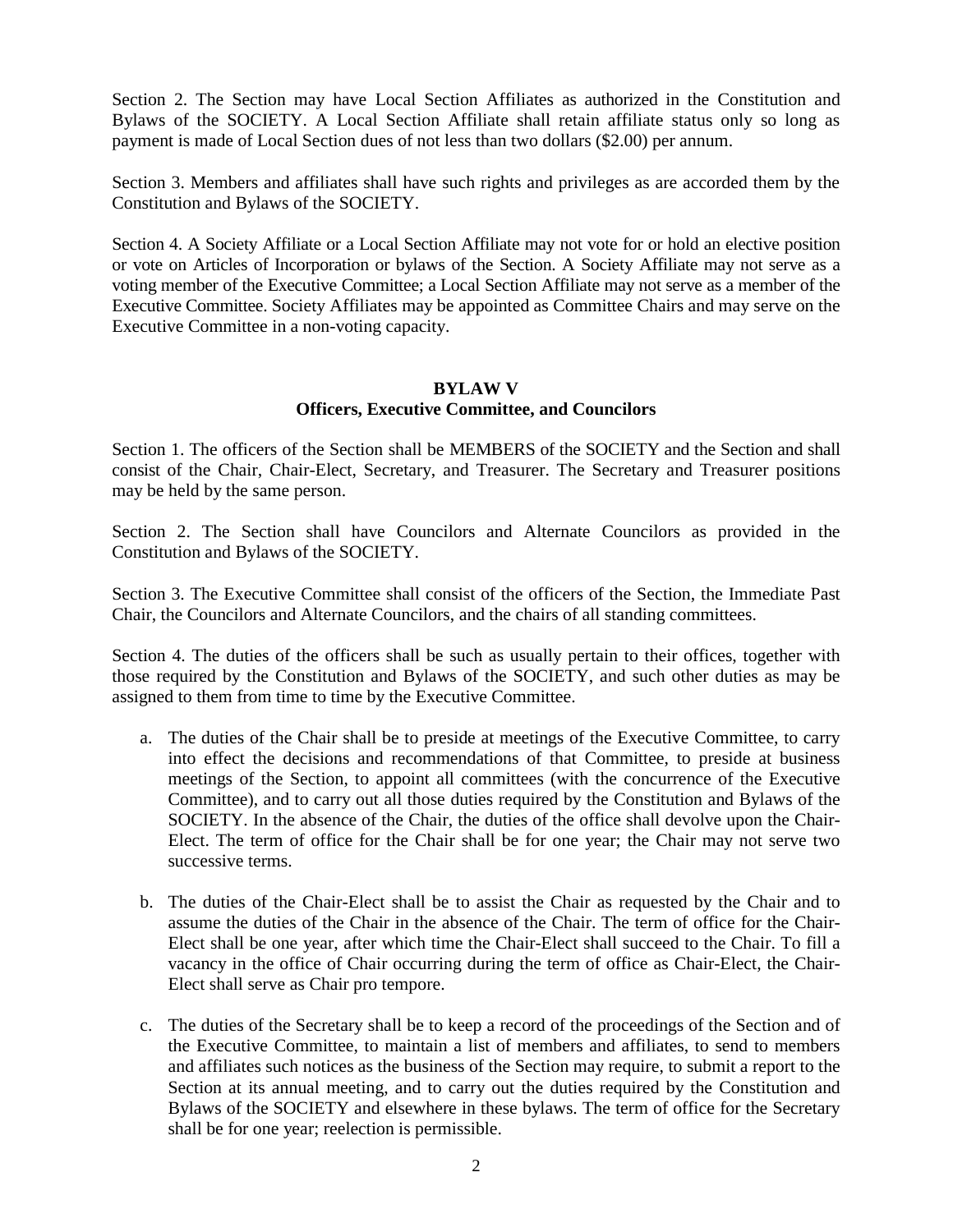Section 2. The Section may have Local Section Affiliates as authorized in the Constitution and Bylaws of the SOCIETY. A Local Section Affiliate shall retain affiliate status only so long as payment is made of Local Section dues of not less than two dollars ($2.00) per annum.

Section 3. Members and affiliates shall have such rights and privileges as are accorded them by the Constitution and Bylaws of the SOCIETY.

Section 4. A Society Affiliate or a Local Section Affiliate may not vote for or hold an elective position or vote on Articles of Incorporation or bylaws of the Section. A Society Affiliate may not serve as a voting member of the Executive Committee; a Local Section Affiliate may not serve as a member of the Executive Committee. Society Affiliates may be appointed as Committee Chairs and may serve on the Executive Committee in a non-voting capacity.

## BYLAW V
## Officers, Executive Committee, and Councilors

Section 1. The officers of the Section shall be MEMBERS of the SOCIETY and the Section and shall consist of the Chair, Chair-Elect, Secretary, and Treasurer. The Secretary and Treasurer positions may be held by the same person.

Section 2. The Section shall have Councilors and Alternate Councilors as provided in the Constitution and Bylaws of the SOCIETY.

Section 3. The Executive Committee shall consist of the officers of the Section, the Immediate Past Chair, the Councilors and Alternate Councilors, and the chairs of all standing committees.

Section 4. The duties of the officers shall be such as usually pertain to their offices, together with those required by the Constitution and Bylaws of the SOCIETY, and such other duties as may be assigned to them from time to time by the Executive Committee.

a. The duties of the Chair shall be to preside at meetings of the Executive Committee, to carry into effect the decisions and recommendations of that Committee, to preside at business meetings of the Section, to appoint all committees (with the concurrence of the Executive Committee), and to carry out all those duties required by the Constitution and Bylaws of the SOCIETY. In the absence of the Chair, the duties of the office shall devolve upon the Chair-Elect. The term of office for the Chair shall be for one year; the Chair may not serve two successive terms.

b. The duties of the Chair-Elect shall be to assist the Chair as requested by the Chair and to assume the duties of the Chair in the absence of the Chair. The term of office for the Chair-Elect shall be one year, after which time the Chair-Elect shall succeed to the Chair. To fill a vacancy in the office of Chair occurring during the term of office as Chair-Elect, the Chair-Elect shall serve as Chair pro tempore.

c. The duties of the Secretary shall be to keep a record of the proceedings of the Section and of the Executive Committee, to maintain a list of members and affiliates, to send to members and affiliates such notices as the business of the Section may require, to submit a report to the Section at its annual meeting, and to carry out the duties required by the Constitution and Bylaws of the SOCIETY and elsewhere in these bylaws. The term of office for the Secretary shall be for one year; reelection is permissible.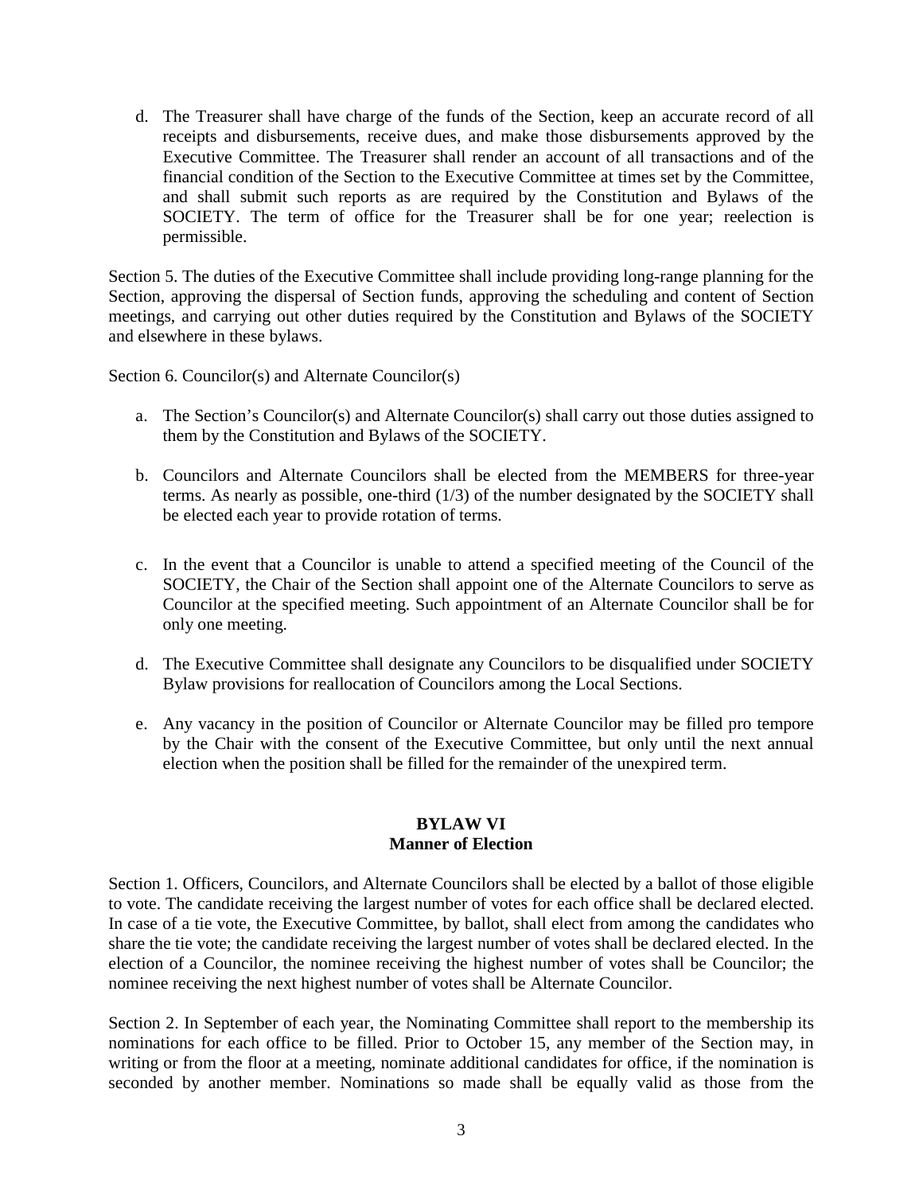d. The Treasurer shall have charge of the funds of the Section, keep an accurate record of all receipts and disbursements, receive dues, and make those disbursements approved by the Executive Committee. The Treasurer shall render an account of all transactions and of the financial condition of the Section to the Executive Committee at times set by the Committee, and shall submit such reports as are required by the Constitution and Bylaws of the SOCIETY. The term of office for the Treasurer shall be for one year; reelection is permissible.

Section 5. The duties of the Executive Committee shall include providing long-range planning for the Section, approving the dispersal of Section funds, approving the scheduling and content of Section meetings, and carrying out other duties required by the Constitution and Bylaws of the SOCIETY and elsewhere in these bylaws.

Section 6. Councilor(s) and Alternate Councilor(s)

a. The Section's Councilor(s) and Alternate Councilor(s) shall carry out those duties assigned to them by the Constitution and Bylaws of the SOCIETY.

b. Councilors and Alternate Councilors shall be elected from the MEMBERS for three-year terms. As nearly as possible, one-third (1/3) of the number designated by the SOCIETY shall be elected each year to provide rotation of terms.

c. In the event that a Councilor is unable to attend a specified meeting of the Council of the SOCIETY, the Chair of the Section shall appoint one of the Alternate Councilors to serve as Councilor at the specified meeting. Such appointment of an Alternate Councilor shall be for only one meeting.

d. The Executive Committee shall designate any Councilors to be disqualified under SOCIETY Bylaw provisions for reallocation of Councilors among the Local Sections.

e. Any vacancy in the position of Councilor or Alternate Councilor may be filled pro tempore by the Chair with the consent of the Executive Committee, but only until the next annual election when the position shall be filled for the remainder of the unexpired term.

## BYLAW VI
## Manner of Election

Section 1. Officers, Councilors, and Alternate Councilors shall be elected by a ballot of those eligible to vote. The candidate receiving the largest number of votes for each office shall be declared elected. In case of a tie vote, the Executive Committee, by ballot, shall elect from among the candidates who share the tie vote; the candidate receiving the largest number of votes shall be declared elected. In the election of a Councilor, the nominee receiving the highest number of votes shall be Councilor; the nominee receiving the next highest number of votes shall be Alternate Councilor.

Section 2. In September of each year, the Nominating Committee shall report to the membership its nominations for each office to be filled. Prior to October 15, any member of the Section may, in writing or from the floor at a meeting, nominate additional candidates for office, if the nomination is seconded by another member. Nominations so made shall be equally valid as those from the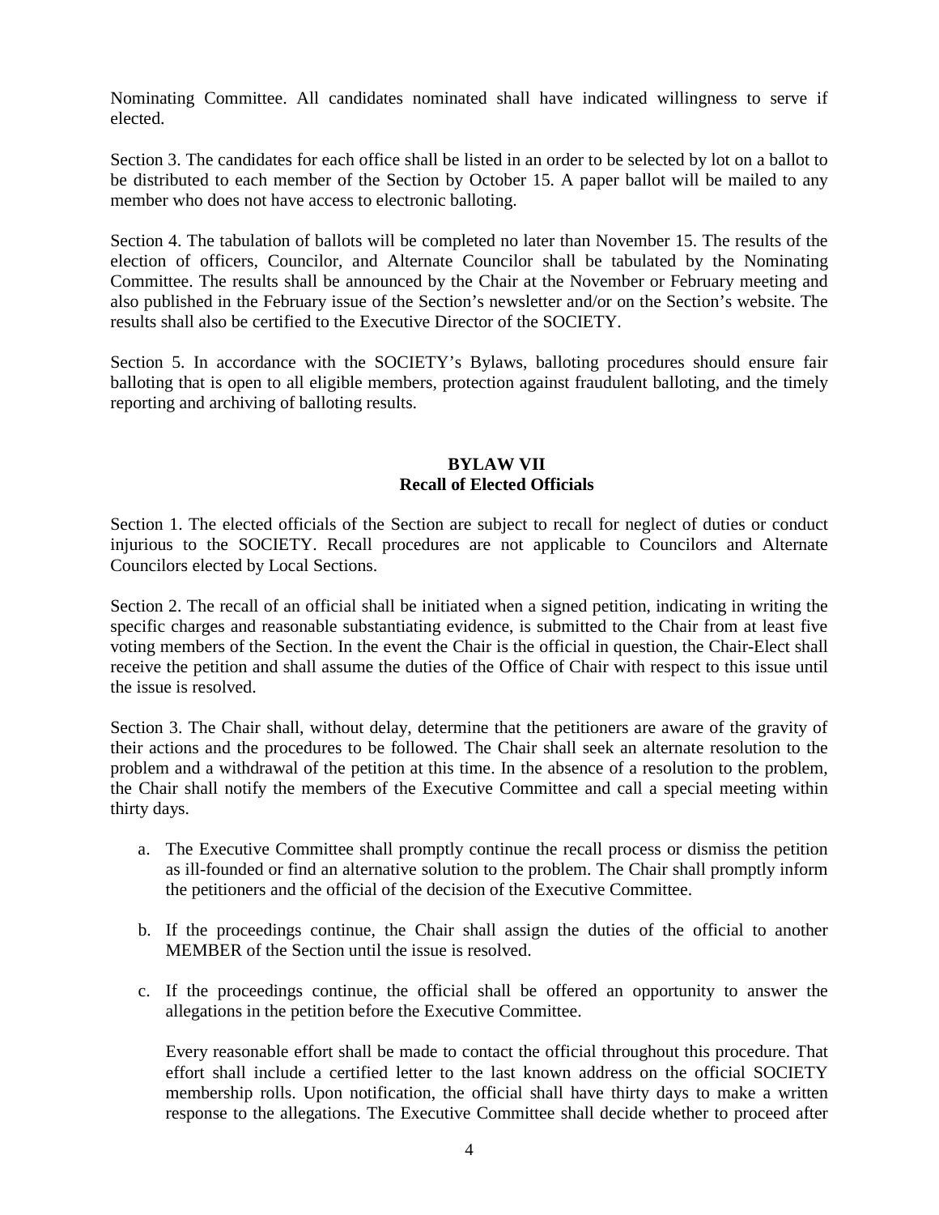Nominating Committee. All candidates nominated shall have indicated willingness to serve if elected.

Section 3. The candidates for each office shall be listed in an order to be selected by lot on a ballot to be distributed to each member of the Section by October 15. A paper ballot will be mailed to any member who does not have access to electronic balloting.

Section 4. The tabulation of ballots will be completed no later than November 15. The results of the election of officers, Councilor, and Alternate Councilor shall be tabulated by the Nominating Committee. The results shall be announced by the Chair at the November or February meeting and also published in the February issue of the Section's newsletter and/or on the Section's website. The results shall also be certified to the Executive Director of the SOCIETY.

Section 5. In accordance with the SOCIETY's Bylaws, balloting procedures should ensure fair balloting that is open to all eligible members, protection against fraudulent balloting, and the timely reporting and archiving of balloting results.

## BYLAW VII
## Recall of Elected Officials

Section 1. The elected officials of the Section are subject to recall for neglect of duties or conduct injurious to the SOCIETY. Recall procedures are not applicable to Councilors and Alternate Councilors elected by Local Sections.

Section 2. The recall of an official shall be initiated when a signed petition, indicating in writing the specific charges and reasonable substantiating evidence, is submitted to the Chair from at least five voting members of the Section. In the event the Chair is the official in question, the Chair-Elect shall receive the petition and shall assume the duties of the Office of Chair with respect to this issue until the issue is resolved.

Section 3. The Chair shall, without delay, determine that the petitioners are aware of the gravity of their actions and the procedures to be followed. The Chair shall seek an alternate resolution to the problem and a withdrawal of the petition at this time. In the absence of a resolution to the problem, the Chair shall notify the members of the Executive Committee and call a special meeting within thirty days.

a. The Executive Committee shall promptly continue the recall process or dismiss the petition as ill-founded or find an alternative solution to the problem. The Chair shall promptly inform the petitioners and the official of the decision of the Executive Committee.

b. If the proceedings continue, the Chair shall assign the duties of the official to another MEMBER of the Section until the issue is resolved.

c. If the proceedings continue, the official shall be offered an opportunity to answer the allegations in the petition before the Executive Committee.

   Every reasonable effort shall be made to contact the official throughout this procedure. That effort shall include a certified letter to the last known address on the official SOCIETY membership rolls. Upon notification, the official shall have thirty days to make a written response to the allegations. The Executive Committee shall decide whether to proceed after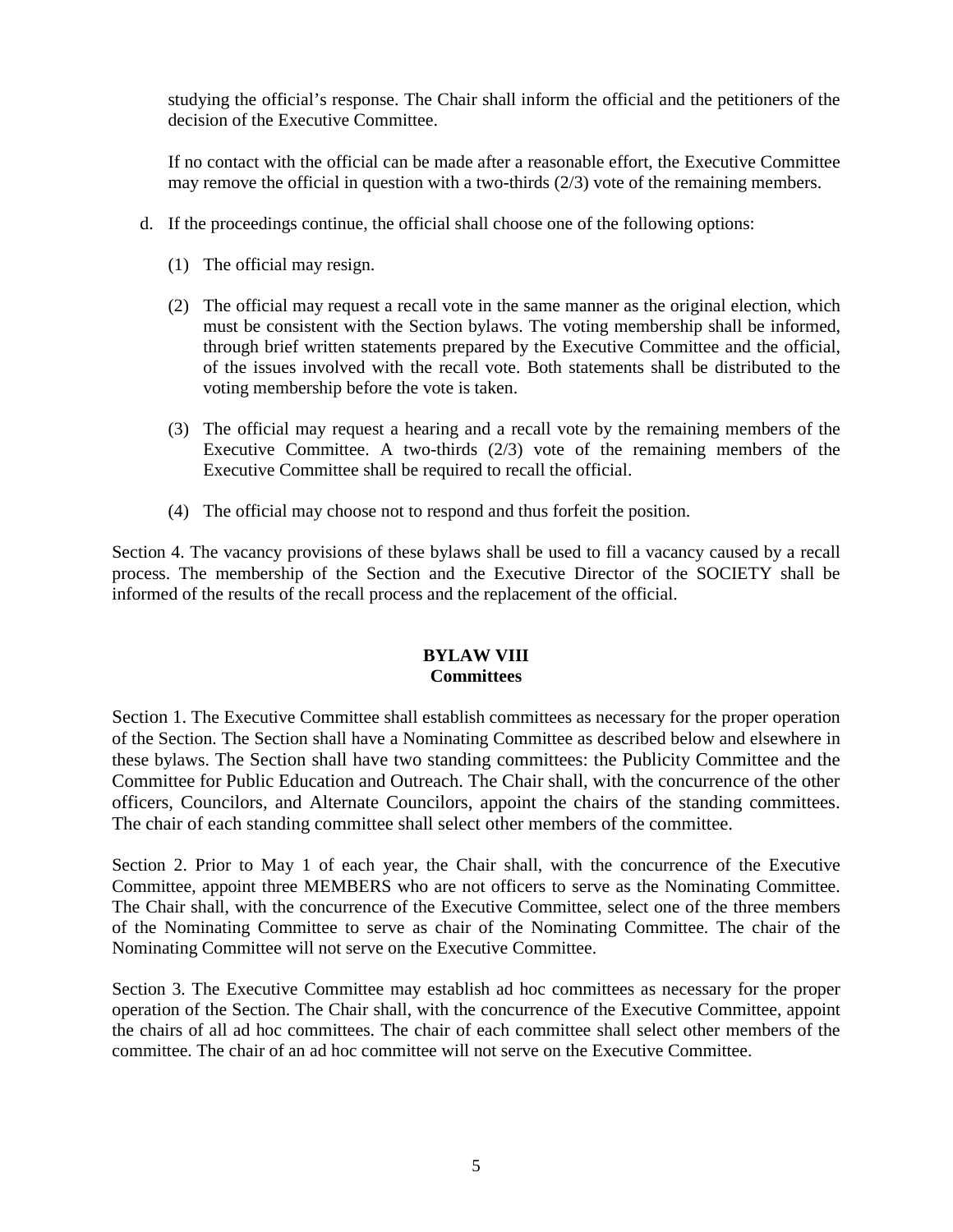studying the official's response. The Chair shall inform the official and the petitioners of the decision of the Executive Committee.

If no contact with the official can be made after a reasonable effort, the Executive Committee may remove the official in question with a two-thirds (2/3) vote of the remaining members.

d. If the proceedings continue, the official shall choose one of the following options:

   (1) The official may resign.

   (2) The official may request a recall vote in the same manner as the original election, which must be consistent with the Section bylaws. The voting membership shall be informed, through brief written statements prepared by the Executive Committee and the official, of the issues involved with the recall vote. Both statements shall be distributed to the voting membership before the vote is taken.

   (3) The official may request a hearing and a recall vote by the remaining members of the Executive Committee. A two-thirds (2/3) vote of the remaining members of the Executive Committee shall be required to recall the official.

   (4) The official may choose not to respond and thus forfeit the position.

Section 4. The vacancy provisions of these bylaws shall be used to fill a vacancy caused by a recall process. The membership of the Section and the Executive Director of the SOCIETY shall be informed of the results of the recall process and the replacement of the official.

## BYLAW VIII
## Committees

Section 1. The Executive Committee shall establish committees as necessary for the proper operation of the Section. The Section shall have a Nominating Committee as described below and elsewhere in these bylaws. The Section shall have two standing committees: the Publicity Committee and the Committee for Public Education and Outreach. The Chair shall, with the concurrence of the other officers, Councilors, and Alternate Councilors, appoint the chairs of the standing committees. The chair of each standing committee shall select other members of the committee.

Section 2. Prior to May 1 of each year, the Chair shall, with the concurrence of the Executive Committee, appoint three MEMBERS who are not officers to serve as the Nominating Committee. The Chair shall, with the concurrence of the Executive Committee, select one of the three members of the Nominating Committee to serve as chair of the Nominating Committee. The chair of the Nominating Committee will not serve on the Executive Committee.

Section 3. The Executive Committee may establish ad hoc committees as necessary for the proper operation of the Section. The Chair shall, with the concurrence of the Executive Committee, appoint the chairs of all ad hoc committees. The chair of each committee shall select other members of the committee. The chair of an ad hoc committee will not serve on the Executive Committee.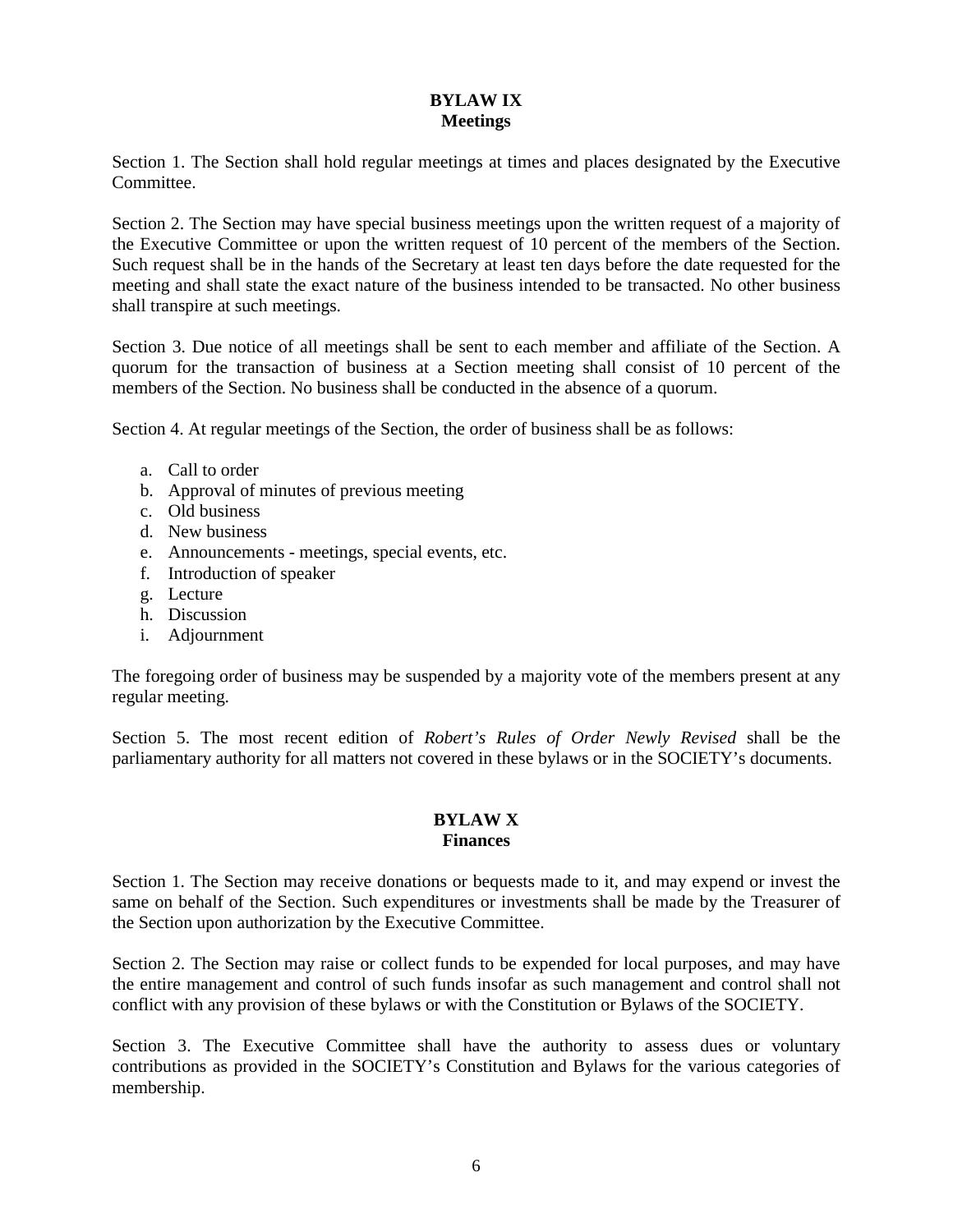## BYLAW IX
### Meetings

Section 1. The Section shall hold regular meetings at times and places designated by the Executive Committee.

Section 2. The Section may have special business meetings upon the written request of a majority of the Executive Committee or upon the written request of 10 percent of the members of the Section. Such request shall be in the hands of the Secretary at least ten days before the date requested for the meeting and shall state the exact nature of the business intended to be transacted. No other business shall transpire at such meetings.

Section 3. Due notice of all meetings shall be sent to each member and affiliate of the Section. A quorum for the transaction of business at a Section meeting shall consist of 10 percent of the members of the Section. No business shall be conducted in the absence of a quorum.

Section 4. At regular meetings of the Section, the order of business shall be as follows:

a. Call to order
b. Approval of minutes of previous meeting
c. Old business
d. New business
e. Announcements - meetings, special events, etc.
f. Introduction of speaker
g. Lecture
h. Discussion
i. Adjournment

The foregoing order of business may be suspended by a majority vote of the members present at any regular meeting.

Section 5. The most recent edition of *Robert's Rules of Order Newly Revised* shall be the parliamentary authority for all matters not covered in these bylaws or in the SOCIETY's documents.

## BYLAW X
### Finances

Section 1. The Section may receive donations or bequests made to it, and may expend or invest the same on behalf of the Section. Such expenditures or investments shall be made by the Treasurer of the Section upon authorization by the Executive Committee.

Section 2. The Section may raise or collect funds to be expended for local purposes, and may have the entire management and control of such funds insofar as such management and control shall not conflict with any provision of these bylaws or with the Constitution or Bylaws of the SOCIETY.

Section 3. The Executive Committee shall have the authority to assess dues or voluntary contributions as provided in the SOCIETY's Constitution and Bylaws for the various categories of membership.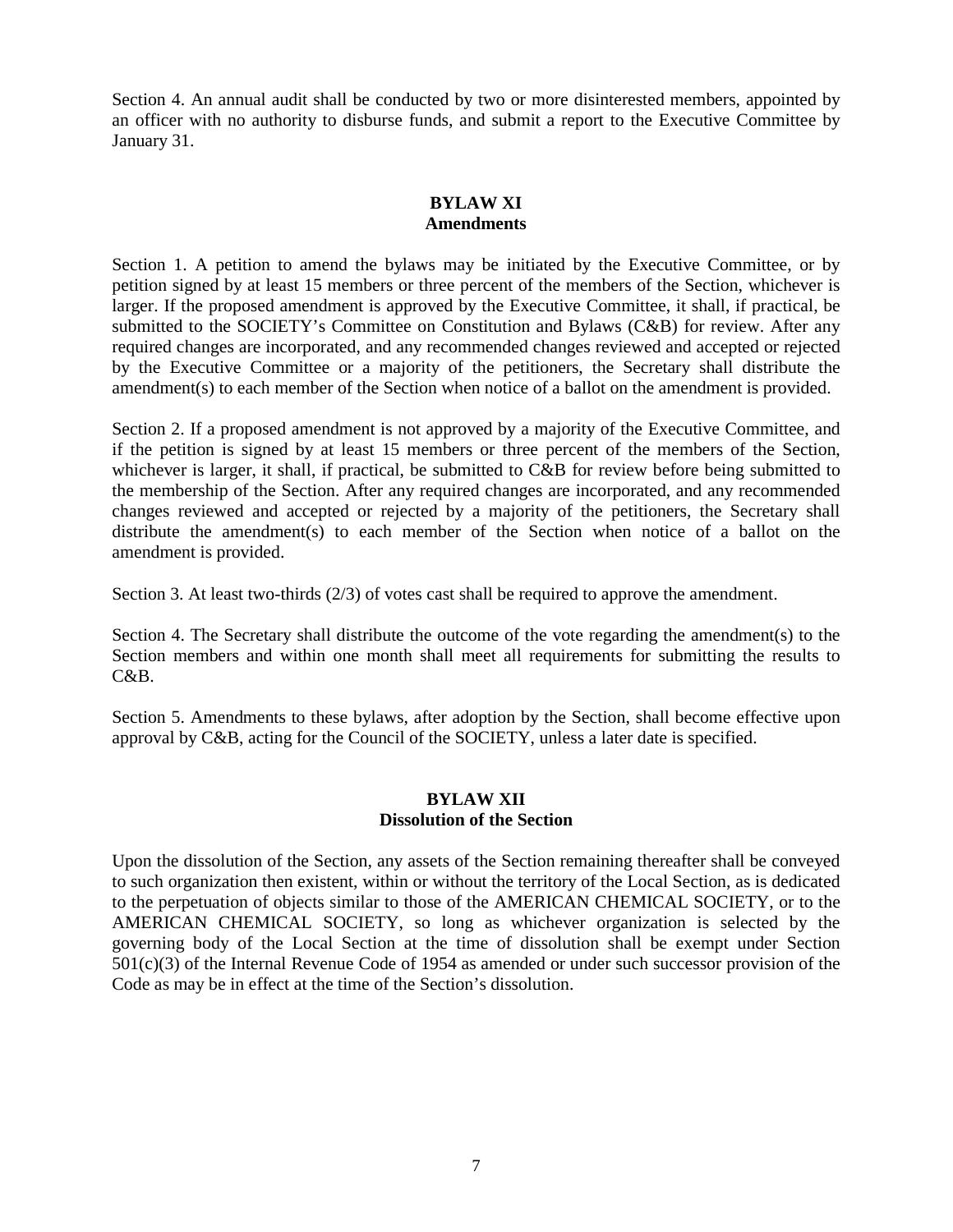Section 4. An annual audit shall be conducted by two or more disinterested members, appointed by an officer with no authority to disburse funds, and submit a report to the Executive Committee by January 31.

## BYLAW XI
## Amendments

Section 1. A petition to amend the bylaws may be initiated by the Executive Committee, or by petition signed by at least 15 members or three percent of the members of the Section, whichever is larger. If the proposed amendment is approved by the Executive Committee, it shall, if practical, be submitted to the SOCIETY's Committee on Constitution and Bylaws (C&B) for review. After any required changes are incorporated, and any recommended changes reviewed and accepted or rejected by the Executive Committee or a majority of the petitioners, the Secretary shall distribute the amendment(s) to each member of the Section when notice of a ballot on the amendment is provided.

Section 2. If a proposed amendment is not approved by a majority of the Executive Committee, and if the petition is signed by at least 15 members or three percent of the members of the Section, whichever is larger, it shall, if practical, be submitted to C&B for review before being submitted to the membership of the Section. After any required changes are incorporated, and any recommended changes reviewed and accepted or rejected by a majority of the petitioners, the Secretary shall distribute the amendment(s) to each member of the Section when notice of a ballot on the amendment is provided.

Section 3. At least two-thirds (2/3) of votes cast shall be required to approve the amendment.

Section 4. The Secretary shall distribute the outcome of the vote regarding the amendment(s) to the Section members and within one month shall meet all requirements for submitting the results to C&B.

Section 5. Amendments to these bylaws, after adoption by the Section, shall become effective upon approval by C&B, acting for the Council of the SOCIETY, unless a later date is specified.

## BYLAW XII
## Dissolution of the Section

Upon the dissolution of the Section, any assets of the Section remaining thereafter shall be conveyed to such organization then existent, within or without the territory of the Local Section, as is dedicated to the perpetuation of objects similar to those of the AMERICAN CHEMICAL SOCIETY, or to the AMERICAN CHEMICAL SOCIETY, so long as whichever organization is selected by the governing body of the Local Section at the time of dissolution shall be exempt under Section 501(c)(3) of the Internal Revenue Code of 1954 as amended or under such successor provision of the Code as may be in effect at the time of the Section's dissolution.